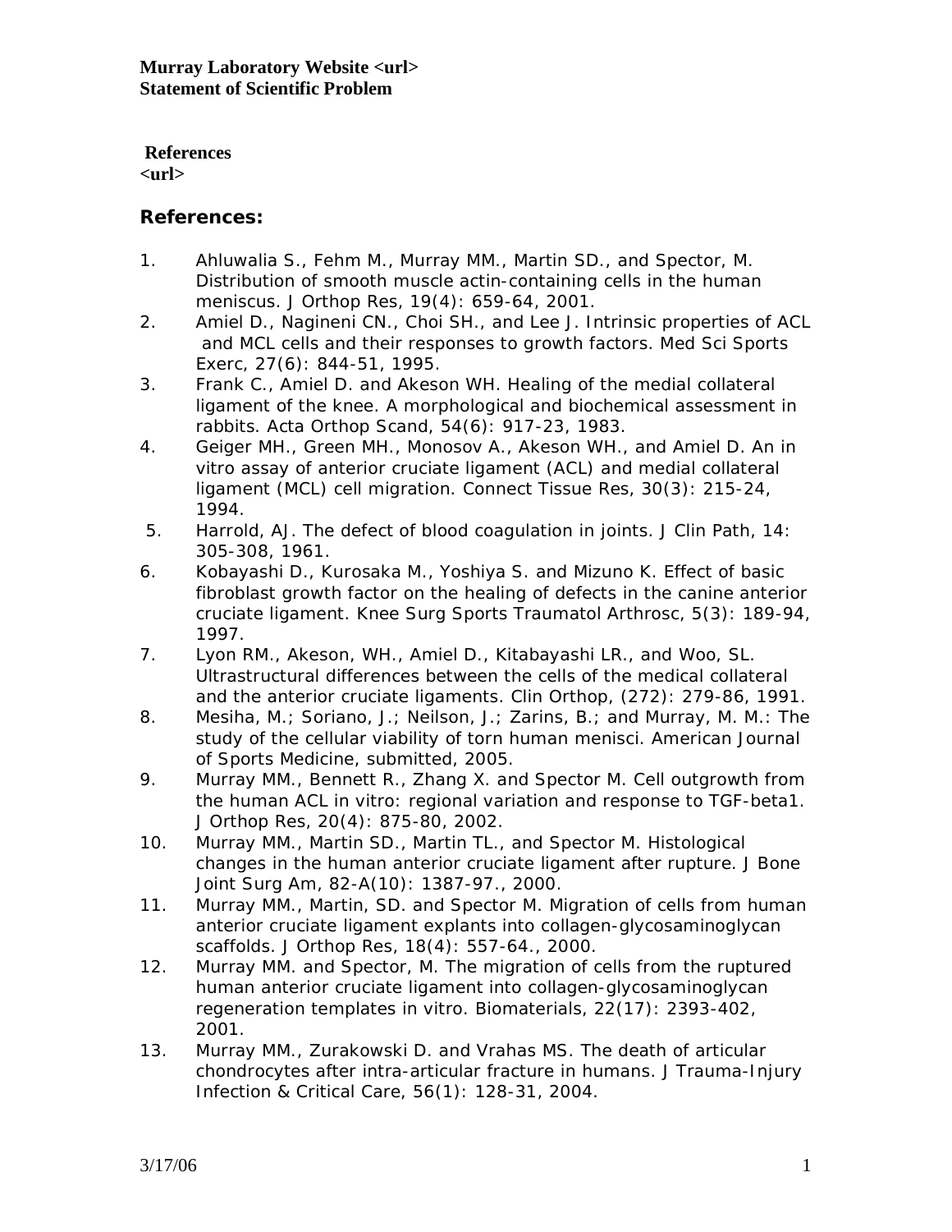**Murray Laboratory Website <url>**
**Statement of Scientific Problem**

**References**
**<url>**

## References:

1. Ahluwalia S., Fehm M., Murray MM., Martin SD., and Spector, M. Distribution of smooth muscle actin-containing cells in the human meniscus. J Orthop Res, 19(4): 659-64, 2001.
2. Amiel D., Nagineni CN., Choi SH., and Lee J. Intrinsic properties of ACL and MCL cells and their responses to growth factors. Med Sci Sports Exerc, 27(6): 844-51, 1995.
3. Frank C., Amiel D. and Akeson WH. Healing of the medial collateral ligament of the knee. A morphological and biochemical assessment in rabbits. Acta Orthop Scand, 54(6): 917-23, 1983.
4. Geiger MH., Green MH., Monosov A., Akeson WH., and Amiel D. An in vitro assay of anterior cruciate ligament (ACL) and medial collateral ligament (MCL) cell migration. Connect Tissue Res, 30(3): 215-24, 1994.
5. Harrold, AJ. The defect of blood coagulation in joints. J Clin Path, 14: 305-308, 1961.
6. Kobayashi D., Kurosaka M., Yoshiya S. and Mizuno K. Effect of basic fibroblast growth factor on the healing of defects in the canine anterior cruciate ligament. Knee Surg Sports Traumatol Arthrosc, 5(3): 189-94, 1997.
7. Lyon RM., Akeson, WH., Amiel D., Kitabayashi LR., and Woo, SL. Ultrastructural differences between the cells of the medical collateral and the anterior cruciate ligaments. Clin Orthop, (272): 279-86, 1991.
8. Mesiha, M.; Soriano, J.; Neilson, J.; Zarins, B.; and Murray, M. M.: The study of the cellular viability of torn human menisci. American Journal of Sports Medicine, submitted, 2005.
9. Murray MM., Bennett R., Zhang X. and Spector M. Cell outgrowth from the human ACL in vitro: regional variation and response to TGF-beta1. J Orthop Res, 20(4): 875-80, 2002.
10. Murray MM., Martin SD., Martin TL., and Spector M. Histological changes in the human anterior cruciate ligament after rupture. J Bone Joint Surg Am, 82-A(10): 1387-97., 2000.
11. Murray MM., Martin, SD. and Spector M. Migration of cells from human anterior cruciate ligament explants into collagen-glycosaminoglycan scaffolds. J Orthop Res, 18(4): 557-64., 2000.
12. Murray MM. and Spector, M. The migration of cells from the ruptured human anterior cruciate ligament into collagen-glycosaminoglycan regeneration templates in vitro. Biomaterials, 22(17): 2393-402, 2001.
13. Murray MM., Zurakowski D. and Vrahas MS. The death of articular chondrocytes after intra-articular fracture in humans. J Trauma-Injury Infection & Critical Care, 56(1): 128-31, 2004.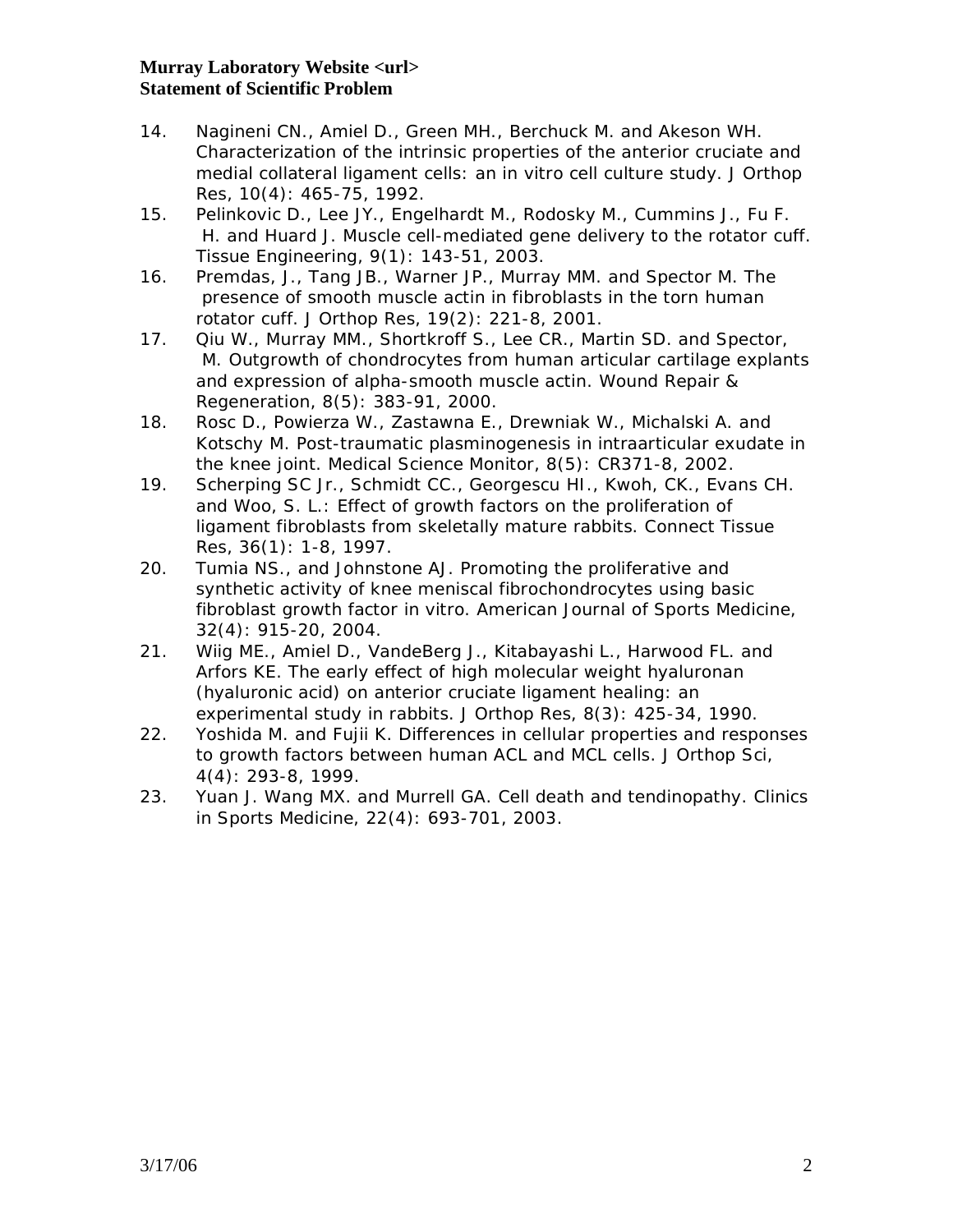14. Nagineni CN., Amiel D., Green MH., Berchuck M. and Akeson WH. Characterization of the intrinsic properties of the anterior cruciate and medial collateral ligament cells: an in vitro cell culture study. J Orthop Res, 10(4): 465-75, 1992.
15. Pelinkovic D., Lee JY., Engelhardt M., Rodosky M., Cummins J., Fu F. H. and Huard J. Muscle cell-mediated gene delivery to the rotator cuff. Tissue Engineering, 9(1): 143-51, 2003.
16. Premdas, J., Tang JB., Warner JP., Murray MM. and Spector M. The presence of smooth muscle actin in fibroblasts in the torn human rotator cuff. J Orthop Res, 19(2): 221-8, 2001.
17. Qiu W., Murray MM., Shortkroff S., Lee CR., Martin SD. and Spector, M. Outgrowth of chondrocytes from human articular cartilage explants and expression of alpha-smooth muscle actin. Wound Repair & Regeneration, 8(5): 383-91, 2000.
18. Rosc D., Powierza W., Zastawna E., Drewniak W., Michalski A. and Kotschy M. Post-traumatic plasminogenesis in intraarticular exudate in the knee joint. Medical Science Monitor, 8(5): CR371-8, 2002.
19. Scherping SC Jr., Schmidt CC., Georgescu HI., Kwoh, CK., Evans CH. and Woo, S. L.: Effect of growth factors on the proliferation of ligament fibroblasts from skeletally mature rabbits. Connect Tissue Res, 36(1): 1-8, 1997.
20. Tumia NS., and Johnstone AJ. Promoting the proliferative and synthetic activity of knee meniscal fibrochondrocytes using basic fibroblast growth factor in vitro. American Journal of Sports Medicine, 32(4): 915-20, 2004.
21. Wiig ME., Amiel D., VandeBerg J., Kitabayashi L., Harwood FL. and Arfors KE. The early effect of high molecular weight hyaluronan (hyaluronic acid) on anterior cruciate ligament healing: an experimental study in rabbits. J Orthop Res, 8(3): 425-34, 1990.
22. Yoshida M. and Fujii K. Differences in cellular properties and responses to growth factors between human ACL and MCL cells. J Orthop Sci, 4(4): 293-8, 1999.
23. Yuan J. Wang MX. and Murrell GA. Cell death and tendinopathy. Clinics in Sports Medicine, 22(4): 693-701, 2003.